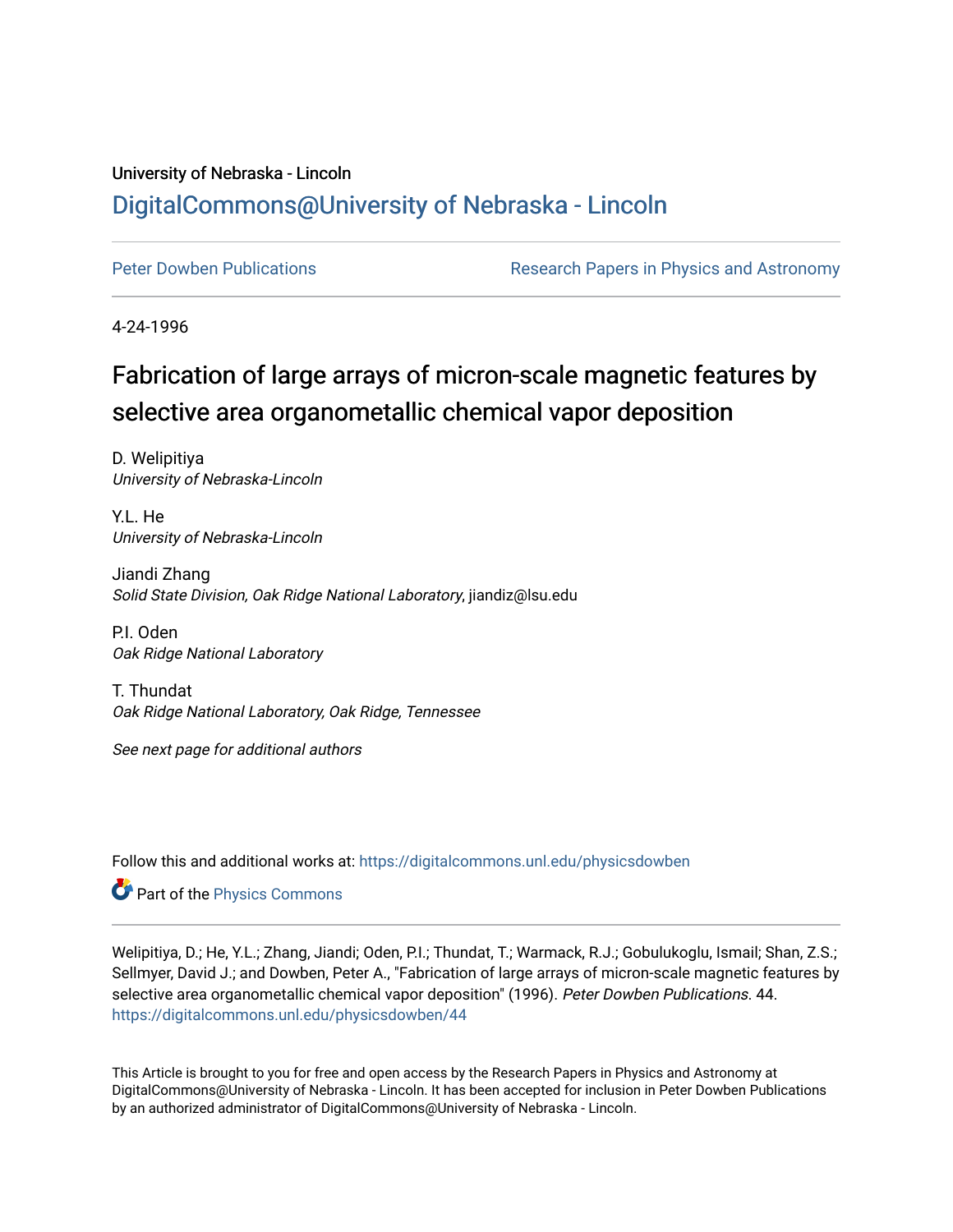University of Nebraska - Lincoln

## DigitalCommons@University of Nebraska - Lincoln

Peter Dowben Publications

Research Papers in Physics and Astronomy

4-24-1996

# Fabrication of large arrays of micron-scale magnetic features by selective area organometallic chemical vapor deposition

D. Welipitiya
*University of Nebraska-Lincoln*

Y.L. He
*University of Nebraska-Lincoln*

Jiandi Zhang
*Solid State Division, Oak Ridge National Laboratory*, jiandiz@lsu.edu

P.I. Oden
*Oak Ridge National Laboratory*

T. Thundat
*Oak Ridge National Laboratory, Oak Ridge, Tennessee*

*See next page for additional authors*

Follow this and additional works at: https://digitalcommons.unl.edu/physicsdowben

Part of the Physics Commons

Welipitiya, D.; He, Y.L.; Zhang, Jiandi; Oden, P.I.; Thundat, T.; Warmack, R.J.; Gobulukoglu, Ismail; Shan, Z.S.; Sellmyer, David J.; and Dowben, Peter A., "Fabrication of large arrays of micron-scale magnetic features by selective area organometallic chemical vapor deposition" (1996). *Peter Dowben Publications*. 44.
https://digitalcommons.unl.edu/physicsdowben/44

This Article is brought to you for free and open access by the Research Papers in Physics and Astronomy at DigitalCommons@University of Nebraska - Lincoln. It has been accepted for inclusion in Peter Dowben Publications by an authorized administrator of DigitalCommons@University of Nebraska - Lincoln.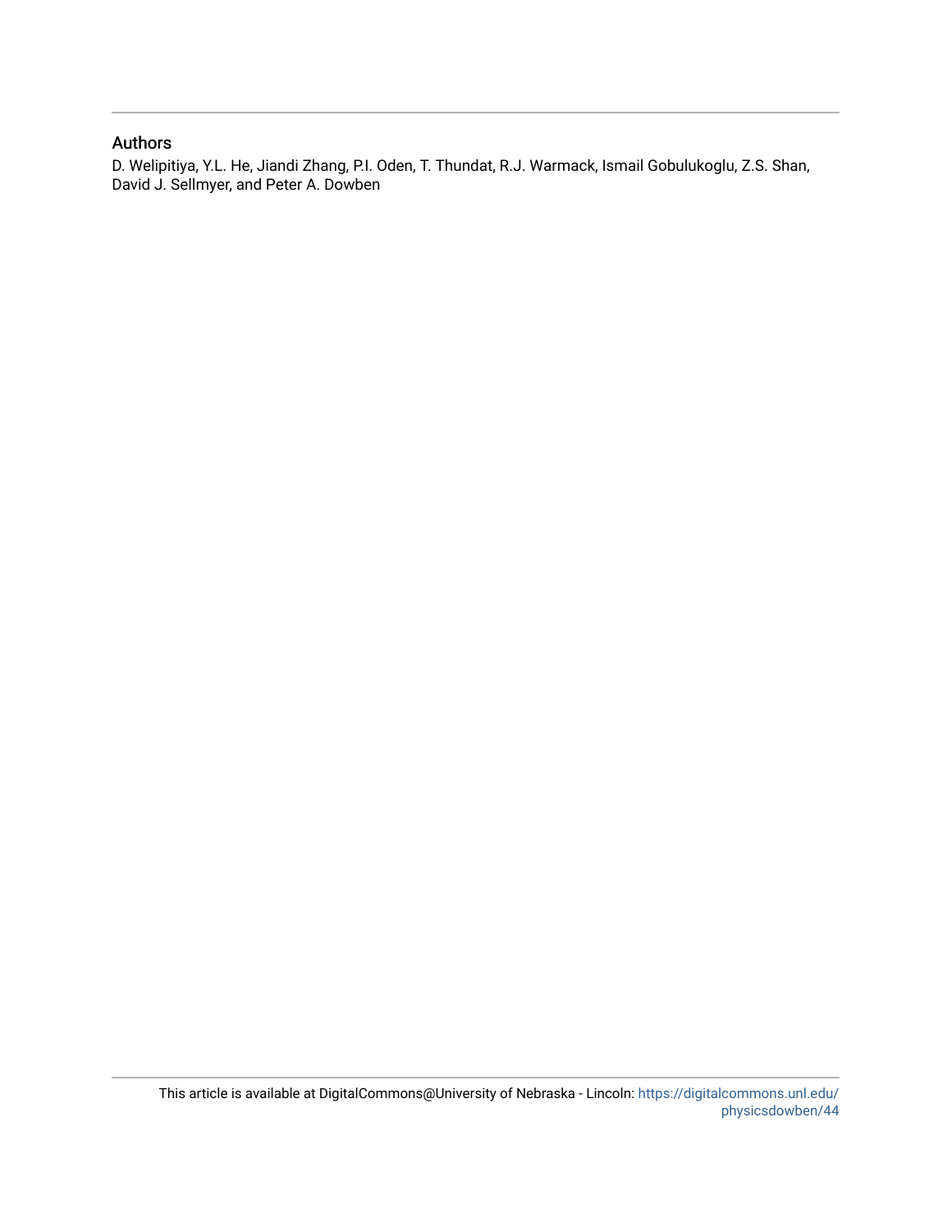## Authors

D. Welipitiya, Y.L. He, Jiandi Zhang, P.I. Oden, T. Thundat, R.J. Warmack, Ismail Gobulukoglu, Z.S. Shan, David J. Sellmyer, and Peter A. Dowben

This article is available at DigitalCommons@University of Nebraska - Lincoln: https://digitalcommons.unl.edu/physicsdowben/44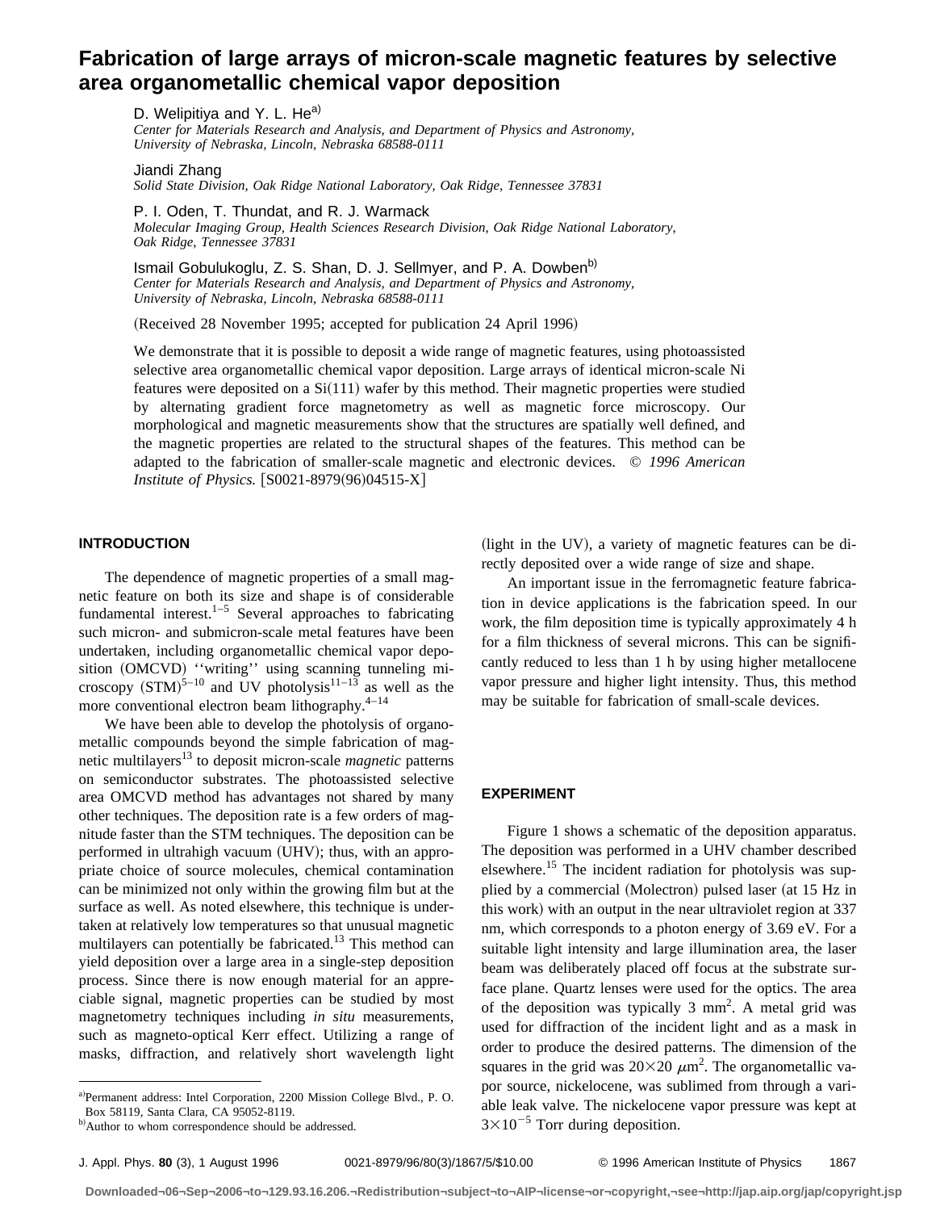# Fabrication of large arrays of micron-scale magnetic features by selective area organometallic chemical vapor deposition

D. Welipitiya and Y. L. He[a)]
*Center for Materials Research and Analysis, and Department of Physics and Astronomy, University of Nebraska, Lincoln, Nebraska 68588-0111*

Jiandi Zhang
*Solid State Division, Oak Ridge National Laboratory, Oak Ridge, Tennessee 37831*

P. I. Oden, T. Thundat, and R. J. Warmack
*Molecular Imaging Group, Health Sciences Research Division, Oak Ridge National Laboratory, Oak Ridge, Tennessee 37831*

Ismail Gobulukoglu, Z. S. Shan, D. J. Sellmyer, and P. A. Dowben[b)]
*Center for Materials Research and Analysis, and Department of Physics and Astronomy, University of Nebraska, Lincoln, Nebraska 68588-0111*

(Received 28 November 1995; accepted for publication 24 April 1996)

We demonstrate that it is possible to deposit a wide range of magnetic features, using photoassisted selective area organometallic chemical vapor deposition. Large arrays of identical micron-scale Ni features were deposited on a Si(111) wafer by this method. Their magnetic properties were studied by alternating gradient force magnetometry as well as magnetic force microscopy. Our morphological and magnetic measurements show that the structures are spatially well defined, and the magnetic properties are related to the structural shapes of the features. This method can be adapted to the fabrication of smaller-scale magnetic and electronic devices. © *1996 American Institute of Physics.* [S0021-8979(96)04515-X]

## INTRODUCTION

The dependence of magnetic properties of a small magnetic feature on both its size and shape is of considerable fundamental interest.[1–5] Several approaches to fabricating such micron- and submicron-scale metal features have been undertaken, including organometallic chemical vapor deposition (OMCVD) ''writing'' using scanning tunneling microscopy (STM)[5–10] and UV photolysis[11–13] as well as the more conventional electron beam lithography.[4–14]

We have been able to develop the photolysis of organometallic compounds beyond the simple fabrication of magnetic multilayers[13] to deposit micron-scale *magnetic* patterns on semiconductor substrates. The photoassisted selective area OMCVD method has advantages not shared by many other techniques. The deposition rate is a few orders of magnitude faster than the STM techniques. The deposition can be performed in ultrahigh vacuum (UHV); thus, with an appropriate choice of source molecules, chemical contamination can be minimized not only within the growing film but at the surface as well. As noted elsewhere, this technique is undertaken at relatively low temperatures so that unusual magnetic multilayers can potentially be fabricated.[13] This method can yield deposition over a large area in a single-step deposition process. Since there is now enough material for an appreciable signal, magnetic properties can be studied by most magnetometry techniques including *in situ* measurements, such as magneto-optical Kerr effect. Utilizing a range of masks, diffraction, and relatively short wavelength light (light in the UV), a variety of magnetic features can be directly deposited over a wide range of size and shape.

An important issue in the ferromagnetic feature fabrication in device applications is the fabrication speed. In our work, the film deposition time is typically approximately 4 h for a film thickness of several microns. This can be significantly reduced to less than 1 h by using higher metallocene vapor pressure and higher light intensity. Thus, this method may be suitable for fabrication of small-scale devices.

## EXPERIMENT

Figure 1 shows a schematic of the deposition apparatus. The deposition was performed in a UHV chamber described elsewhere.[15] The incident radiation for photolysis was supplied by a commercial (Molectron) pulsed laser (at 15 Hz in this work) with an output in the near ultraviolet region at 337 nm, which corresponds to a photon energy of 3.69 eV. For a suitable light intensity and large illumination area, the laser beam was deliberately placed off focus at the substrate surface plane. Quartz lenses were used for the optics. The area of the deposition was typically 3 $mm^2$. A metal grid was used for diffraction of the incident light and as a mask in order to produce the desired patterns. The dimension of the squares in the grid was $20\times20$ $\mu m^2$. The organometallic vapor source, nickelocene, was sublimed from through a variable leak valve. The nickelocene vapor pressure was kept at $3\times10^{-5}$ Torr during deposition.

---

[a)] Permanent address: Intel Corporation, 2200 Mission College Blvd., P. O. Box 58119, Santa Clara, CA 95052-8119.

[b)] Author to whom correspondence should be addressed.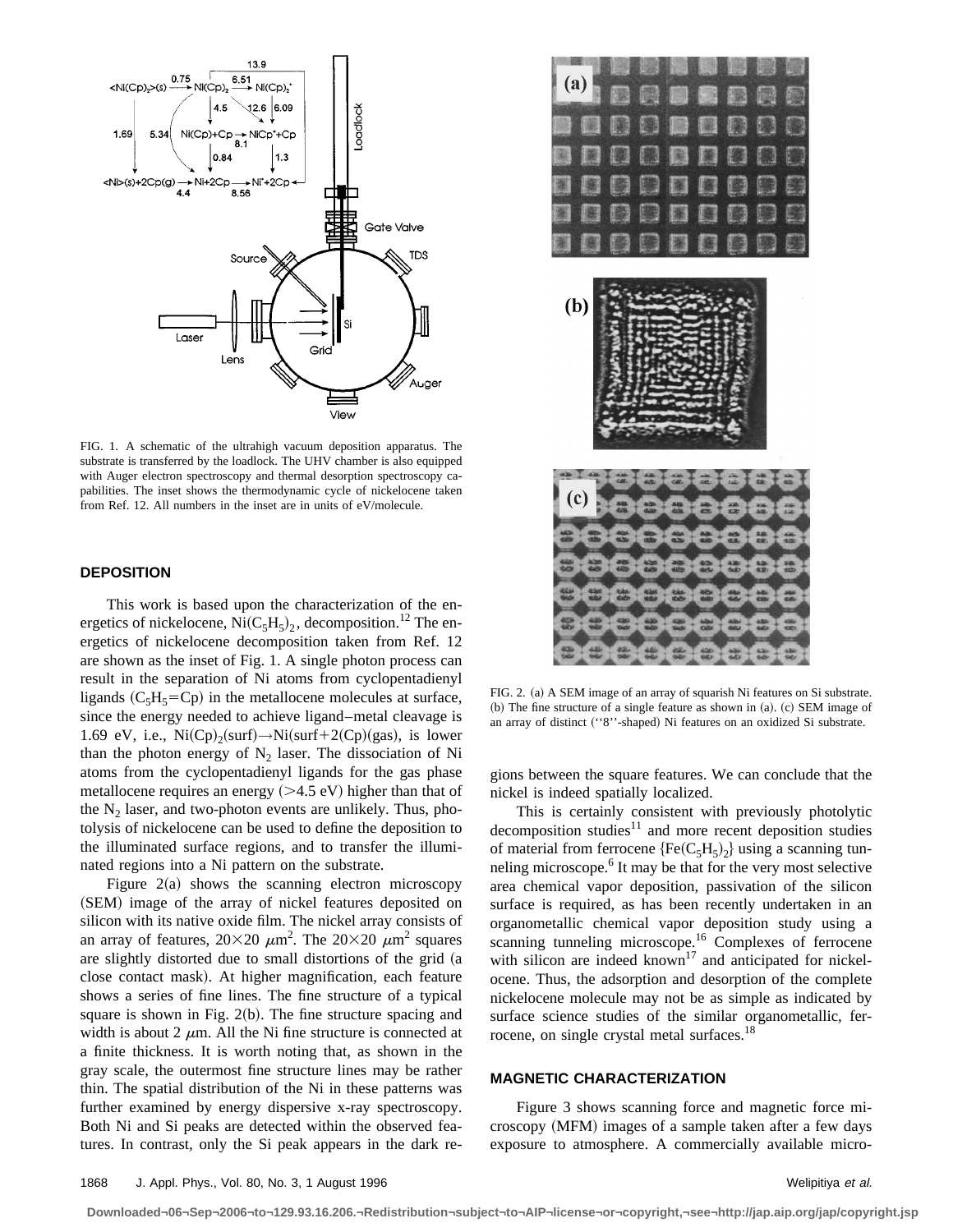FIG. 1. A schematic of the ultrahigh vacuum deposition apparatus. The substrate is transferred by the loadlock. The UHV chamber is also equipped with Auger electron spectroscopy and thermal desorption spectroscopy capabilities. The inset shows the thermodynamic cycle of nickelocene taken from Ref. 12. All numbers in the inset are in units of eV/molecule.

FIG. 2. (a) A SEM image of an array of squarish Ni features on Si substrate. (b) The fine structure of a single feature as shown in (a). (c) SEM image of an array of distinct ("8"-shaped) Ni features on an oxidized Si substrate.

## DEPOSITION

This work is based upon the characterization of the energetics of nickelocene, $Ni(C_5H_5)_2$, decomposition.[12] The energetics of nickelocene decomposition taken from Ref. 12 are shown as the inset of Fig. 1. A single photon process can result in the separation of Ni atoms from cyclopentadienyl ligands ($C_5H_5$=Cp) in the metallocene molecules at surface, since the energy needed to achieve ligand–metal cleavage is 1.69 eV, i.e., $Ni(Cp)_2(surf) \rightarrow Ni(surf+2(Cp)(gas)$, is lower than the photon energy of $N_2$ laser. The dissociation of Ni atoms from the cyclopentadienyl ligands for the gas phase metallocene requires an energy (>4.5 eV) higher than that of the $N_2$ laser, and two-photon events are unlikely. Thus, photolysis of nickelocene can be used to define the deposition to the illuminated surface regions, and to transfer the illuminated regions into a Ni pattern on the substrate.

Figure 2(a) shows the scanning electron microscopy (SEM) image of the array of nickel features deposited on silicon with its native oxide film. The nickel array consists of an array of features, $20\times20$ $\mu m^2$. The $20\times20$ $\mu m^2$ squares are slightly distorted due to small distortions of the grid (a close contact mask). At higher magnification, each feature shows a series of fine lines. The fine structure of a typical square is shown in Fig. 2(b). The fine structure spacing and width is about 2 $\mu$m. All the Ni fine structure is connected at a finite thickness. It is worth noting that, as shown in the gray scale, the outermost fine structure lines may be rather thin. The spatial distribution of the Ni in these patterns was further examined by energy dispersive x-ray spectroscopy. Both Ni and Si peaks are detected within the observed features. In contrast, only the Si peak appears in the dark regions between the square features. We can conclude that the nickel is indeed spatially localized.

This is certainly consistent with previously photolytic decomposition studies[11] and more recent deposition studies of material from ferrocene $\{Fe(C_5H_5)_2\}$ using a scanning tunneling microscope.[6] It may be that for the very most selective area chemical vapor deposition, passivation of the silicon surface is required, as has been recently undertaken in an organometallic chemical vapor deposition study using a scanning tunneling microscope.[16] Complexes of ferrocene with silicon are indeed known[17] and anticipated for nickelocene. Thus, the adsorption and desorption of the complete nickelocene molecule may not be as simple as indicated by surface science studies of the similar organometallic, ferrocene, on single crystal metal surfaces.[18]

## MAGNETIC CHARACTERIZATION

Figure 3 shows scanning force and magnetic force microscopy (MFM) images of a sample taken after a few days exposure to atmosphere. A commercially available micro-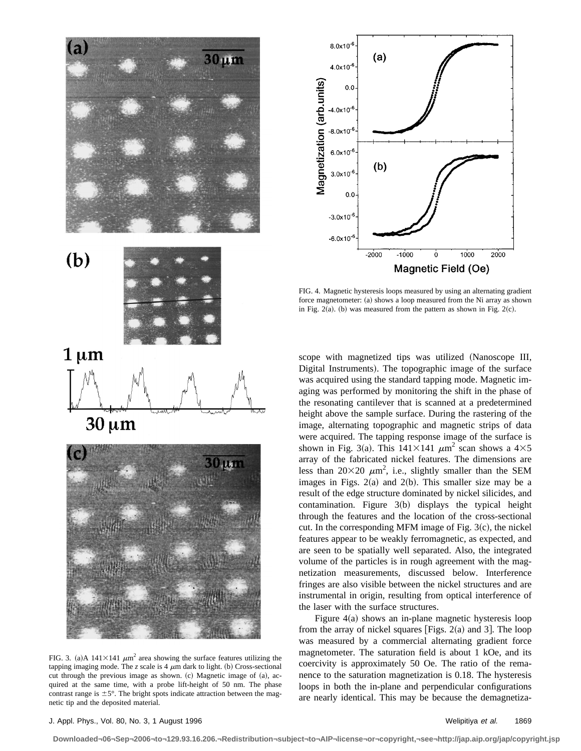FIG. 3. (a)A $141\times141$ $\mu$m$^2$ area showing the surface features utilizing the tapping imaging mode. The $z$ scale is 4 $\mu$m dark to light. (b) Cross-sectional cut through the previous image as shown. (c) Magnetic image of (a), acquired at the same time, with a probe lift-height of 50 nm. The phase contrast range is $\pm5°$. The bright spots indicate attraction between the magnetic tip and the deposited material.

FIG. 4. Magnetic hysteresis loops measured by using an alternating gradient force magnetometer: (a) shows a loop measured from the Ni array as shown in Fig. 2(a). (b) was measured from the pattern as shown in Fig. 2(c).

scope with magnetized tips was utilized (Nanoscope III, Digital Instruments). The topographic image of the surface was acquired using the standard tapping mode. Magnetic imaging was performed by monitoring the shift in the phase of the resonating cantilever that is scanned at a predetermined height above the sample surface. During the rastering of the image, alternating topographic and magnetic strips of data were acquired. The tapping response image of the surface is shown in Fig. 3(a). This $141\times141$ $\mu$m$^2$ scan shows a $4\times5$ array of the fabricated nickel features. The dimensions are less than $20\times20$ $\mu$m$^2$, i.e., slightly smaller than the SEM images in Figs. 2(a) and 2(b). This smaller size may be a result of the edge structure dominated by nickel silicides, and contamination. Figure 3(b) displays the typical height through the features and the location of the cross-sectional cut. In the corresponding MFM image of Fig. 3(c), the nickel features appear to be weakly ferromagnetic, as expected, and are seen to be spatially well separated. Also, the integrated volume of the particles is in rough agreement with the magnetization measurements, discussed below. Interference fringes are also visible between the nickel structures and are instrumental in origin, resulting from optical interference of the laser with the surface structures.

Figure 4(a) shows an in-plane magnetic hysteresis loop from the array of nickel squares [Figs. 2(a) and 3]. The loop was measured by a commercial alternating gradient force magnetometer. The saturation field is about 1 kOe, and its coercivity is approximately 50 Oe. The ratio of the remanence to the saturation magnetization is 0.18. The hysteresis loops in both the in-plane and perpendicular configurations are nearly identical. This may be because the demagnetiza-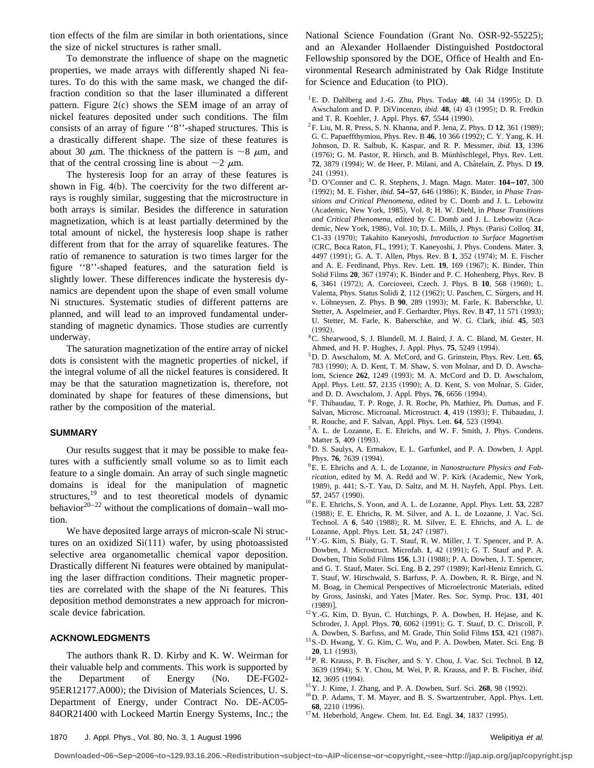tion effects of the film are similar in both orientations, since the size of nickel structures is rather small.

To demonstrate the influence of shape on the magnetic properties, we made arrays with differently shaped Ni features. To do this with the same mask, we changed the diffraction condition so that the laser illuminated a different pattern. Figure 2(c) shows the SEM image of an array of nickel features deposited under such conditions. The film consists of an array of figure ''8''-shaped structures. This is a drastically different shape. The size of these features is about 30 $\mu$m. The thickness of the pattern is $\sim$8 $\mu$m, and that of the central crossing line is about $\sim$2 $\mu$m.

The hysteresis loop for an array of these features is shown in Fig. 4(b). The coercivity for the two different arrays is roughly similar, suggesting that the microstructure in both arrays is similar. Besides the difference in saturation magnetization, which is at least partially determined by the total amount of nickel, the hysteresis loop shape is rather different from that for the array of squarelike features. The ratio of remanence to saturation is two times larger for the figure ''8''-shaped features, and the saturation field is slightly lower. These differences indicate the hysteresis dynamics are dependent upon the shape of even small volume Ni structures. Systematic studies of different patterns are planned, and will lead to an improved fundamental understanding of magnetic dynamics. Those studies are currently underway.

The saturation magnetization of the entire array of nickel dots is consistent with the magnetic properties of nickel, if the integral volume of all the nickel features is considered. It may be that the saturation magnetization is, therefore, not dominated by shape for features of these dimensions, but rather by the composition of the material.

## SUMMARY

Our results suggest that it may be possible to make features with a sufficiently small volume so as to limit each feature to a single domain. An array of such single magnetic domains is ideal for the manipulation of magnetic structures,[19] and to test theoretical models of dynamic behavior[20–22] without the complications of domain–wall motion.

We have deposited large arrays of micron-scale Ni structures on an oxidized Si(111) wafer, by using photoassisted selective area organometallic chemical vapor deposition. Drastically different Ni features were obtained by manipulating the laser diffraction conditions. Their magnetic properties are correlated with the shape of the Ni features. This deposition method demonstrates a new approach for micron-scale device fabrication.

## ACKNOWLEDGMENTS

The authors thank R. D. Kirby and K. W. Weirman for their valuable help and comments. This work is supported by the Department of Energy (No. DE-FG02-95ER12177.A000); the Division of Materials Sciences, U. S. Department of Energy, under Contract No. DE-AC05-84OR21400 with Lockeed Martin Energy Systems, Inc.; the National Science Foundation (Grant No. OSR-92-55225); and an Alexander Hollaender Distinguished Postdoctoral Fellowship sponsored by the DOE, Office of Health and Environmental Research administrated by Oak Ridge Institute for Science and Education (to PIO).

[1] E. D. Dahlberg and J.-G. Zhu, Phys. Today **48**, (4) 34 (1995); D. D. Awschalom and D. P. DiVincenzo, *ibid.* **48**, (4) 43 (1995); D. R. Fredkin and T. R. Koehler, J. Appl. Phys. **67**, 5544 (1990).

[2] F. Liu, M. R. Press, S. N. Khanna, and P. Jena, Z. Phys. D **12**, 361 (1989); G. C. Papaeffthymiou, Phys. Rev. B **46**, 10 366 (1992); C. Y. Yang, K. H. Johnson, D. R. Salbub, K. Kaspar, and R. P. Messmer, *ibid.* **13**, 1396 (1976); G. M. Pastor, R. Hirsch, and B. Münhlschlegel, Phys. Rev. Lett. **72**, 3879 (1994); W. de Heer, P. Milani, and A. Châtelain, Z. Phys. D **19**, 241 (1991).

[3] D. O'Conner and C. R. Stephens, J. Magn. Magn. Mater. **104–107**, 300 (1992); M. E. Fisher, *ibid.* **54–57**, 646 (1986); K. Binder, in *Phase Transitions and Critical Phenomena*, edited by C. Domb and J. L. Lebowitz (Academic, New York, 1985), Vol. 8; H. W. Diehl, in *Phase Transitions and Critical Phenomena*, edited by C. Domb and J. L. Lebowitz (Academic, New York, 1986), Vol. 10; D. L. Mills, J. Phys. (Paris) Colloq. **31**, C1-33 (1970); Takahito Kaneyoshi, *Introduction to Surface Magnetism* (CRC, Boca Raton, FL, 1991); T. Kaneyoshi, J. Phys. Condens. Mater. **3**, 4497 (1991); G. A. T. Allen, Phys. Rev. B **1**, 352 (1974); M. E. Fischer and A. E. Ferdinand, Phys. Rev. Lett. **19**, 169 (1967); K. Binder, Thin Solid Films **20**, 367 (1974); K. Binder and P. C. Hohenberg, Phys. Rev. B **6**, 3461 (1972); A. Corcioveei, Czech. J. Phys. B **10**, 568 (1960); L. Valenta, Phys. Status Solidi **2**, 112 (1962); U. Paschen, C. Sürgers, and H. v. Löhneysen, Z. Phys. B **90**, 289 (1993); M. Farle, K. Baberschke, U. Stetter, A. Aspelmeier, and F. Gerhardter, Phys. Rev. B **47**, 11 571 (1993); U. Stetter, M. Farle, K. Baberschke, and W. G. Clark, *ibid.* **45**, 503 (1992).

[4] C. Shearwood, S. J. Blundell, M. J. Baird, J. A. C. Bland, M. Gester, H. Ahmed, and H. P. Hughes, J. Appl. Phys. **75**, 5249 (1994).

[5] D. D. Awschalom, M. A. McCord, and G. Grinstein, Phys. Rev. Lett. **65**, 783 (1990); A. D. Kent, T. M. Shaw, S. von Molnar, and D. D. Awschalom, Science **262**, 1249 (1993); M. A. McCord and D. D. Awschalom, Appl. Phys. Lett. **57**, 2135 (1990); A. D. Kent, S. von Molnar, S. Gider, and D. D. Awschalom, J. Appl. Phys. **76**, 6656 (1994).

[6] F. Thibaudau, T. P. Roge, J. R. Roche, Ph. Mathiez, Ph. Dumas, and F. Salvan, Microsc. Microanal. Microstruct. **4**, 419 (1993); F. Thibaudau, J. R. Rouche, and F. Salvan, Appl. Phys. Lett. **64**, 523 (1994).

[7] A. L. de Lozanne, E. E. Ehrichs, and W. F. Smith, J. Phys. Condens. Matter **5**, 409 (1993).

[8] D. S. Saulys, A. Ermakov, E. L. Garfunkel, and P. A. Dowben, J. Appl. Phys. **76**, 7639 (1994).

[9] E. E. Ehrichs and A. L. de Lozanne, in *Nanostructure Physics and Fabrication*, edited by M. A. Redd and W. P. Kirk (Academic, New York, 1989), p. 441; S.-T. Yau, D. Saltz, and M. H. Nayfeh, Appl. Phys. Lett. **57**, 2457 (1990).

[10] E. E. Ehrichs, S. Yoon, and A. L. de Lozanne, Appl. Phys. Lett. **53**, 2287 (1988); E. E. Ehrichs, R. M. Silver, and A. L. de Lozanne, J. Vac. Sci. Technol. A **6**, 540 (1988); R. M. Silver, E. E. Ehrichs, and A. L. de Lozanne, Appl. Phys. Lett. **51**, 247 (1987).

[11] Y.-G. Kim, S. Bialy, G. T. Stauf, R. W. Miller, J. T. Spencer, and P. A. Dowben, J. Microstruct. Microfab. **1**, 42 (1991); G. T. Stauf and P. A. Dowben, Thin Solid Films **156**, L31 (1988); P. A. Dowben, J. T. Spencer, and G. T. Stauf, Mater. Sci. Eng. B **2**, 297 (1989); Karl-Heniz Emrich, G. T. Stauf, W. Hirschwald, S. Barfuss, P. A. Dowben, R. R. Birge, and N. M. Boag, in Chemical Perspectives of Microelectronic Materials, edited by Gross, Jasinski, and Yates [Mater. Res. Soc. Symp. Proc. **131**, 401 (1989)].

[12] Y.-G. Kim, D. Byun, C. Hutchings, P. A. Dowben, H. Hejase, and K. Schroder, J. Appl. Phys. **70**, 6062 (1991); G. T. Stauf, D. C. Driscoll, P. A. Dowben, S. Barfuss, and M. Grade, Thin Solid Films **153**, 421 (1987).

[13] S.-D. Hwang, Y. G. Kim, C. Wu, and P. A. Dowben, Mater. Sci. Eng. B **20**, L1 (1993).

[14] P. R. Krauss, P. B. Fischer, and S. Y. Chou, J. Vac. Sci. Technol. B **12**, 3639 (1994); S. Y. Chou, M. Wei, P. R. Krauss, and P. B. Fischer, *ibid.* **12**, 3695 (1994).

[15] Y. J. Kime, J. Zhang, and P. A. Dowben, Surf. Sci. **268**, 98 (1992).

[16] D. P. Adams, T. M. Mayer, and B. S. Swartzentruber, Appl. Phys. Lett. **68**, 2210 (1996).

[17] M. Heberhold, Angew. Chem. Int. Ed. Engl. **34**, 1837 (1995).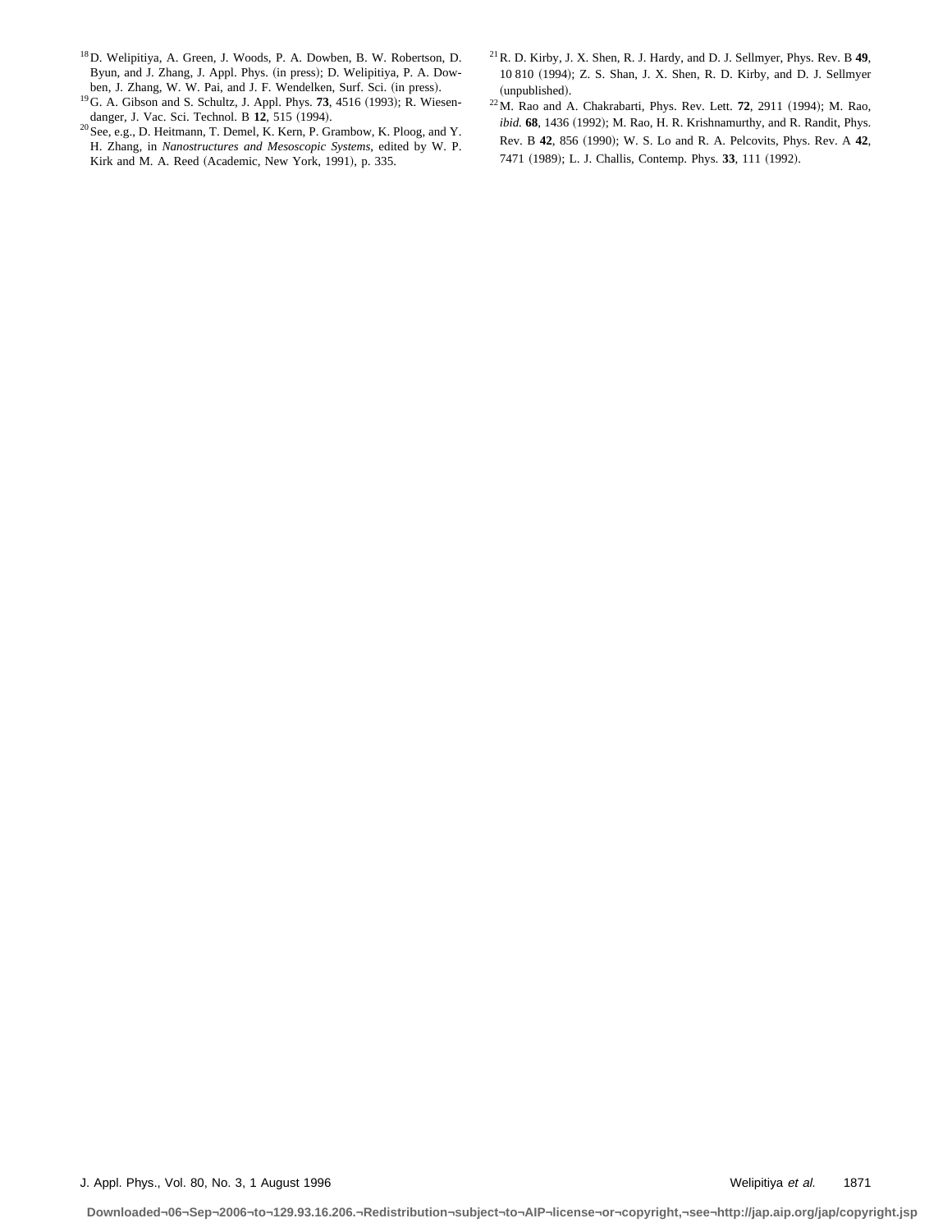[18] D. Welipitiya, A. Green, J. Woods, P. A. Dowben, B. W. Robertson, D. Byun, and J. Zhang, J. Appl. Phys. (in press); D. Welipitiya, P. A. Dowben, J. Zhang, W. W. Pai, and J. F. Wendelken, Surf. Sci. (in press).

[19] G. A. Gibson and S. Schultz, J. Appl. Phys. **73**, 4516 (1993); R. Wiesendanger, J. Vac. Sci. Technol. B **12**, 515 (1994).

[20] See, e.g., D. Heitmann, T. Demel, K. Kern, P. Grambow, K. Ploog, and Y. H. Zhang, in *Nanostructures and Mesoscopic Systems*, edited by W. P. Kirk and M. A. Reed (Academic, New York, 1991), p. 335.

[21] R. D. Kirby, J. X. Shen, R. J. Hardy, and D. J. Sellmyer, Phys. Rev. B **49**, 10 810 (1994); Z. S. Shan, J. X. Shen, R. D. Kirby, and D. J. Sellmyer (unpublished).

[22] M. Rao and A. Chakrabarti, Phys. Rev. Lett. **72**, 2911 (1994); M. Rao, *ibid.* **68**, 1436 (1992); M. Rao, H. R. Krishnamurthy, and R. Randit, Phys. Rev. B **42**, 856 (1990); W. S. Lo and R. A. Pelcovits, Phys. Rev. A **42**, 7471 (1989); L. J. Challis, Contemp. Phys. **33**, 111 (1992).